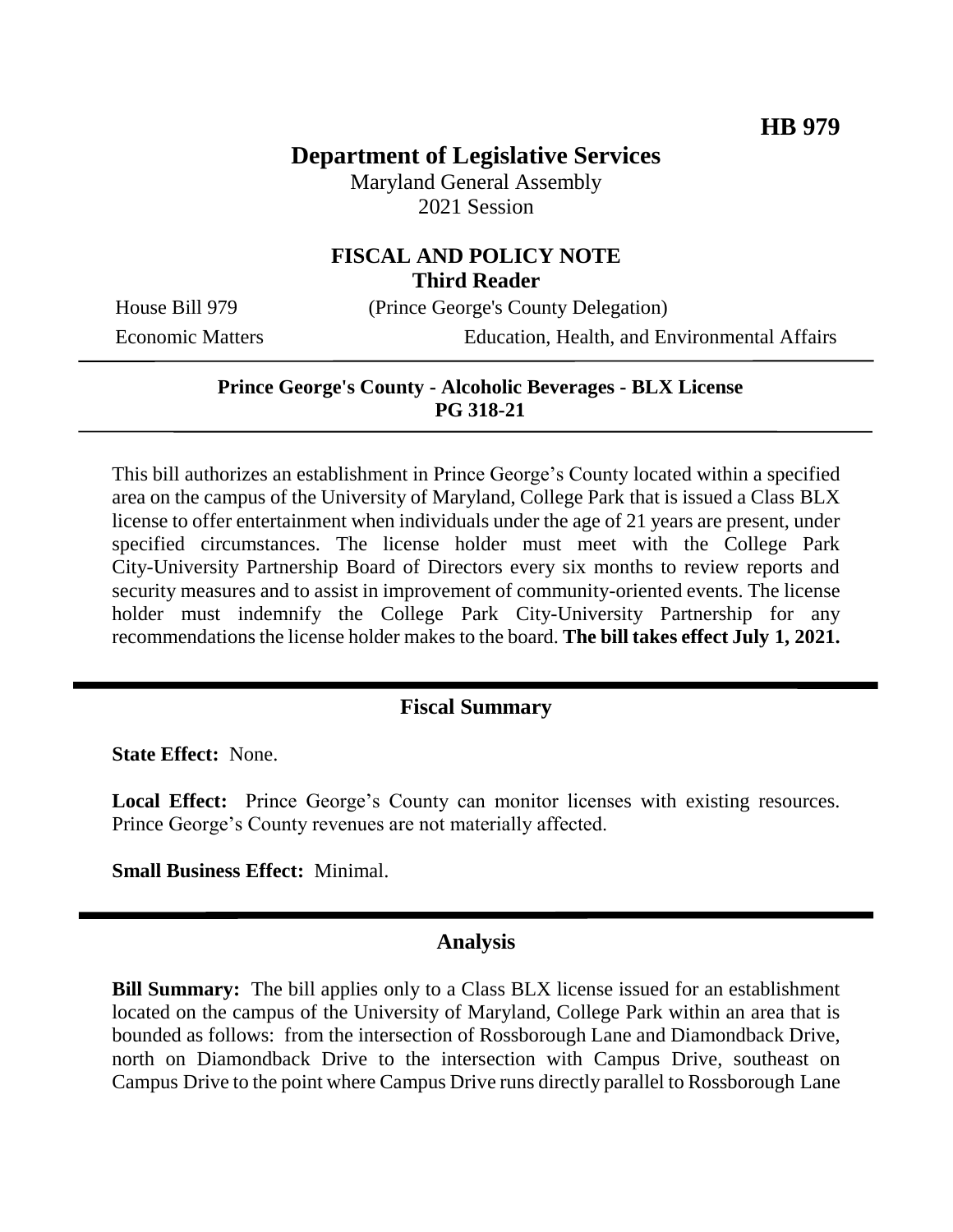HB 979

# Department of Legislative Services

Maryland General Assembly
2021 Session

## FISCAL AND POLICY NOTE
**Third Reader**

House Bill 979 (Prince George's County Delegation)
Economic Matters Education, Health, and Environmental Affairs

---

**Prince George's County - Alcoholic Beverages - BLX License**
**PG 318-21**

---

This bill authorizes an establishment in Prince George's County located within a specified area on the campus of the University of Maryland, College Park that is issued a Class BLX license to offer entertainment when individuals under the age of 21 years are present, under specified circumstances. The license holder must meet with the College Park City-University Partnership Board of Directors every six months to review reports and security measures and to assist in improvement of community-oriented events. The license holder must indemnify the College Park City-University Partnership for any recommendations the license holder makes to the board. **The bill takes effect July 1, 2021.**

---

## Fiscal Summary

**State Effect:** None.

**Local Effect:** Prince George's County can monitor licenses with existing resources. Prince George's County revenues are not materially affected.

**Small Business Effect:** Minimal.

---

## Analysis

**Bill Summary:** The bill applies only to a Class BLX license issued for an establishment located on the campus of the University of Maryland, College Park within an area that is bounded as follows: from the intersection of Rossborough Lane and Diamondback Drive, north on Diamondback Drive to the intersection with Campus Drive, southeast on Campus Drive to the point where Campus Drive runs directly parallel to Rossborough Lane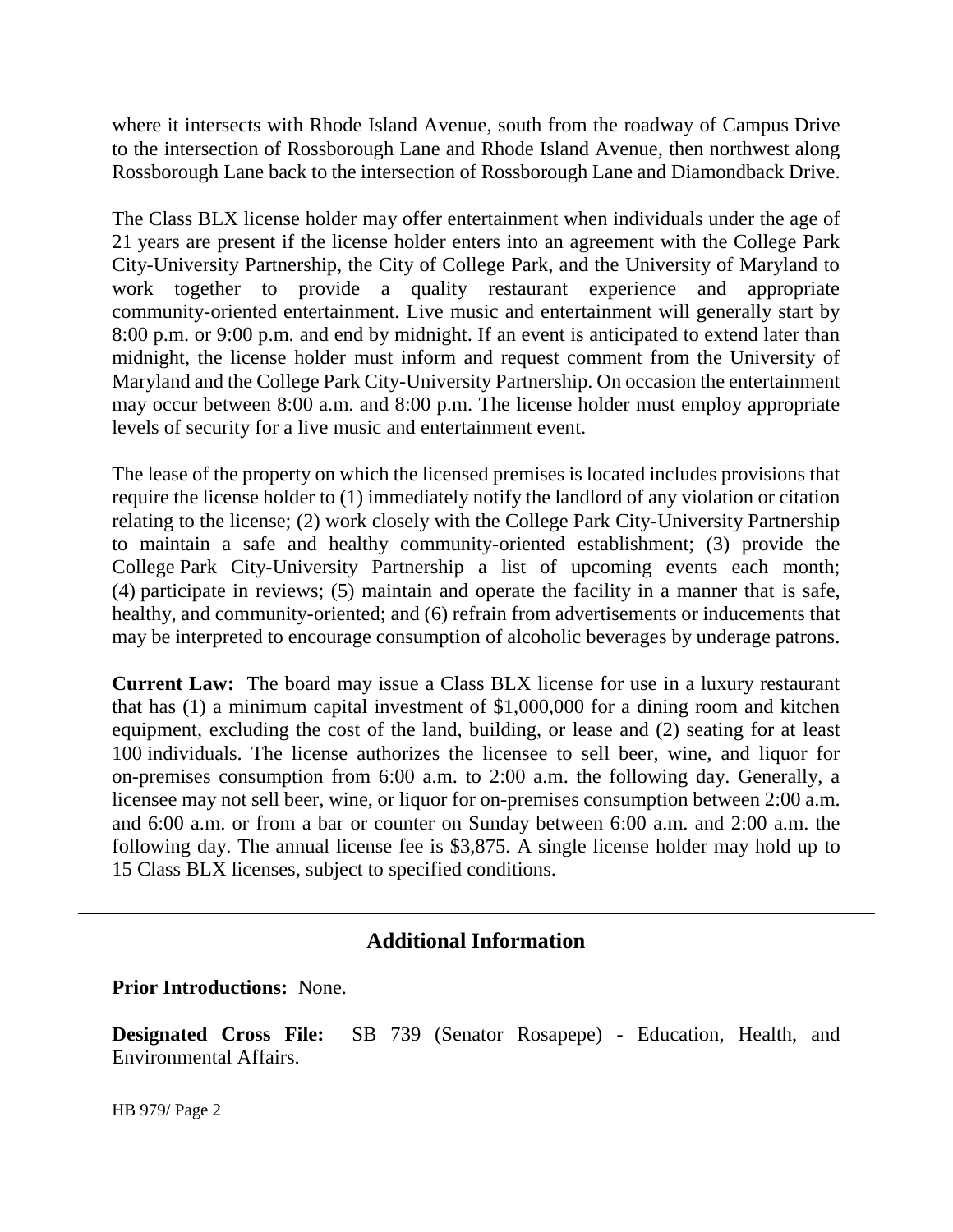where it intersects with Rhode Island Avenue, south from the roadway of Campus Drive to the intersection of Rossborough Lane and Rhode Island Avenue, then northwest along Rossborough Lane back to the intersection of Rossborough Lane and Diamondback Drive.

The Class BLX license holder may offer entertainment when individuals under the age of 21 years are present if the license holder enters into an agreement with the College Park City-University Partnership, the City of College Park, and the University of Maryland to work together to provide a quality restaurant experience and appropriate community-oriented entertainment. Live music and entertainment will generally start by 8:00 p.m. or 9:00 p.m. and end by midnight. If an event is anticipated to extend later than midnight, the license holder must inform and request comment from the University of Maryland and the College Park City-University Partnership. On occasion the entertainment may occur between 8:00 a.m. and 8:00 p.m. The license holder must employ appropriate levels of security for a live music and entertainment event.

The lease of the property on which the licensed premises is located includes provisions that require the license holder to (1) immediately notify the landlord of any violation or citation relating to the license; (2) work closely with the College Park City-University Partnership to maintain a safe and healthy community-oriented establishment; (3) provide the College Park City-University Partnership a list of upcoming events each month; (4) participate in reviews; (5) maintain and operate the facility in a manner that is safe, healthy, and community-oriented; and (6) refrain from advertisements or inducements that may be interpreted to encourage consumption of alcoholic beverages by underage patrons.

**Current Law:** The board may issue a Class BLX license for use in a luxury restaurant that has (1) a minimum capital investment of $1,000,000 for a dining room and kitchen equipment, excluding the cost of the land, building, or lease and (2) seating for at least 100 individuals. The license authorizes the licensee to sell beer, wine, and liquor for on-premises consumption from 6:00 a.m. to 2:00 a.m. the following day. Generally, a licensee may not sell beer, wine, or liquor for on-premises consumption between 2:00 a.m. and 6:00 a.m. or from a bar or counter on Sunday between 6:00 a.m. and 2:00 a.m. the following day. The annual license fee is $3,875. A single license holder may hold up to 15 Class BLX licenses, subject to specified conditions.

## Additional Information

**Prior Introductions:** None.

**Designated Cross File:** SB 739 (Senator Rosapepe) - Education, Health, and Environmental Affairs.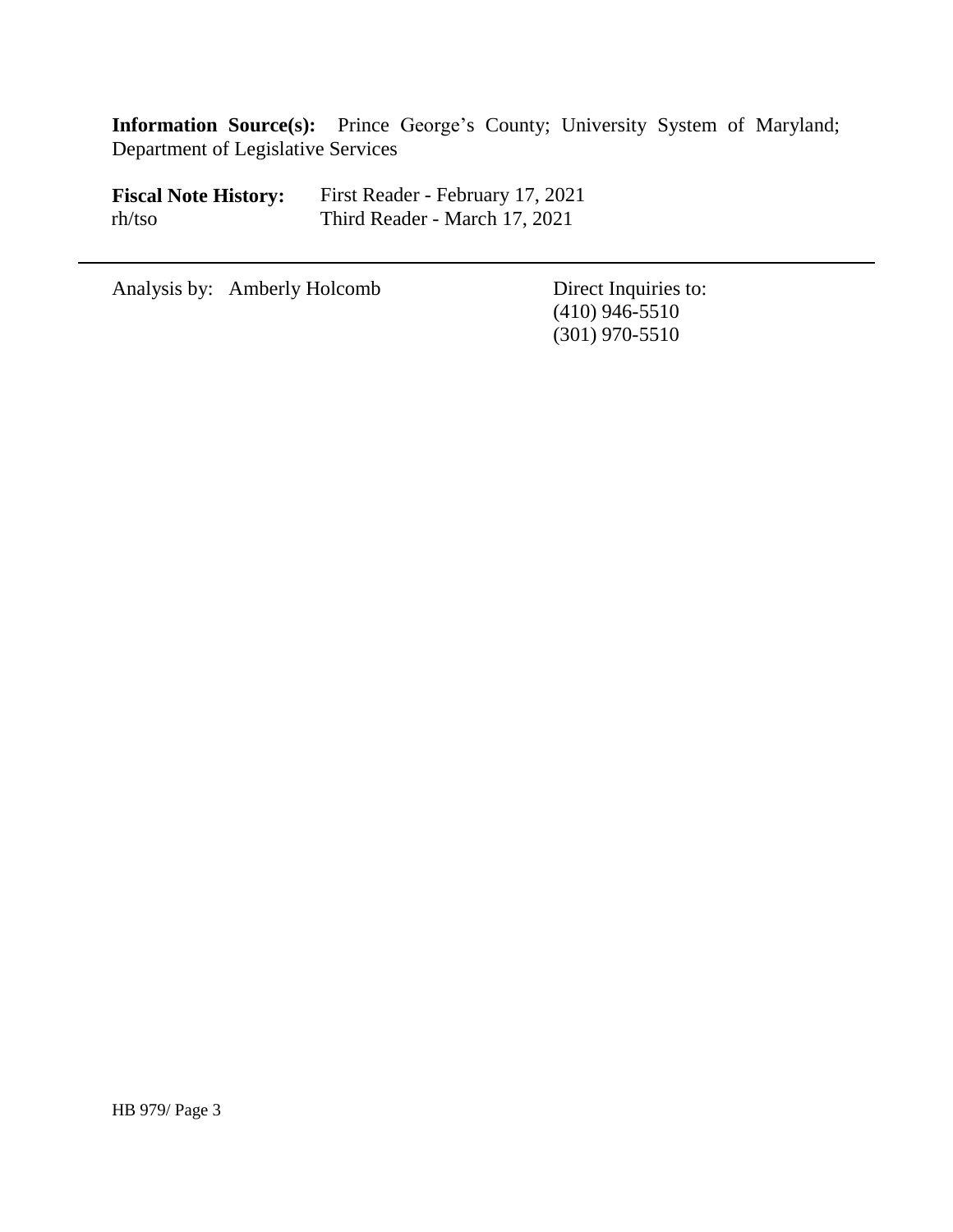**Information Source(s):** Prince George's County; University System of Maryland; Department of Legislative Services

**Fiscal Note History:** First Reader - February 17, 2021
rh/tso Third Reader - March 17, 2021

---

Analysis by: Amberly Holcomb

Direct Inquiries to:
(410) 946-5510
(301) 970-5510